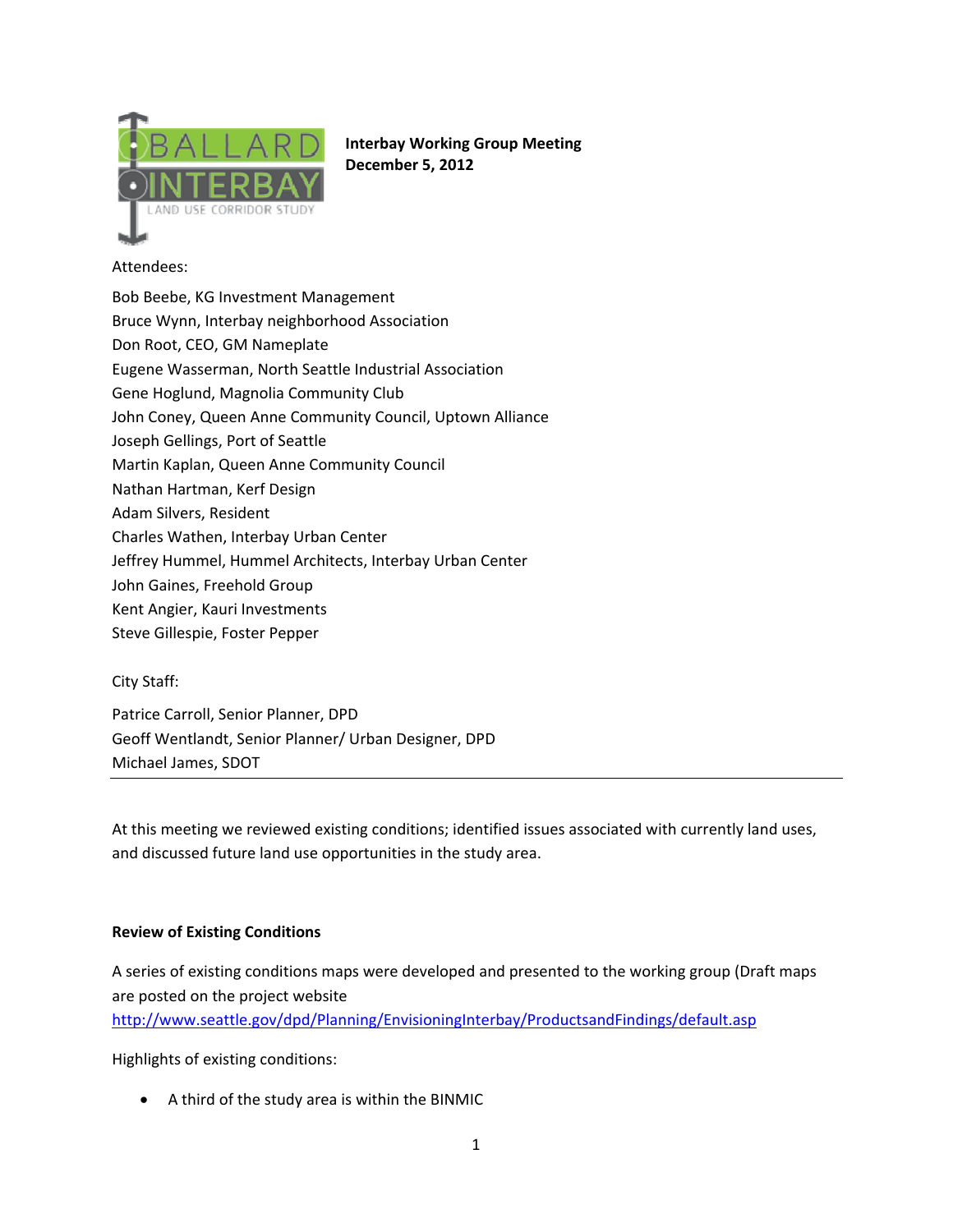**Interbay Working Group Meeting**
**December 5, 2012**

Attendees:

Bob Beebe, KG Investment Management
Bruce Wynn, Interbay neighborhood Association
Don Root, CEO, GM Nameplate
Eugene Wasserman, North Seattle Industrial Association
Gene Hoglund, Magnolia Community Club
John Coney, Queen Anne Community Council, Uptown Alliance
Joseph Gellings, Port of Seattle
Martin Kaplan, Queen Anne Community Council
Nathan Hartman, Kerf Design
Adam Silvers, Resident
Charles Wathen, Interbay Urban Center
Jeffrey Hummel, Hummel Architects, Interbay Urban Center
John Gaines, Freehold Group
Kent Angier, Kauri Investments
Steve Gillespie, Foster Pepper

City Staff:

Patrice Carroll, Senior Planner, DPD
Geoff Wentlandt, Senior Planner/ Urban Designer, DPD
Michael James, SDOT

---

At this meeting we reviewed existing conditions; identified issues associated with currently land uses, and discussed future land use opportunities in the study area.

**Review of Existing Conditions**

A series of existing conditions maps were developed and presented to the working group (Draft maps are posted on the project website http://www.seattle.gov/dpd/Planning/EnvisioningInterbay/ProductsandFindings/default.asp

Highlights of existing conditions:

- A third of the study area is within the BINMIC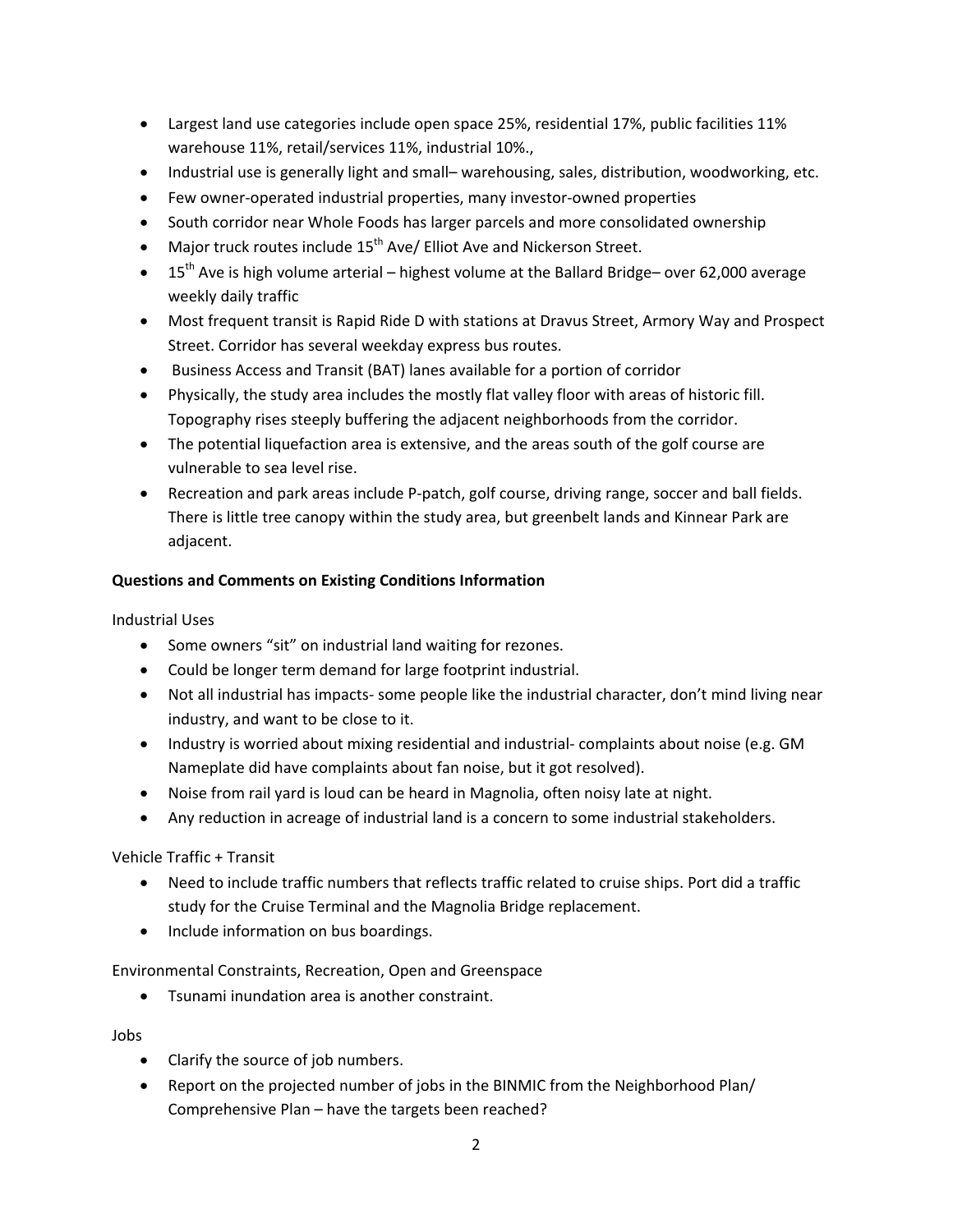- Largest land use categories include open space 25%, residential 17%, public facilities 11% warehouse 11%, retail/services 11%, industrial 10%.,
- Industrial use is generally light and small– warehousing, sales, distribution, woodworking, etc.
- Few owner-operated industrial properties, many investor-owned properties
- South corridor near Whole Foods has larger parcels and more consolidated ownership
- Major truck routes include 15th Ave/ Elliot Ave and Nickerson Street.
- 15th Ave is high volume arterial – highest volume at the Ballard Bridge– over 62,000 average weekly daily traffic
- Most frequent transit is Rapid Ride D with stations at Dravus Street, Armory Way and Prospect Street. Corridor has several weekday express bus routes.
- Business Access and Transit (BAT) lanes available for a portion of corridor
- Physically, the study area includes the mostly flat valley floor with areas of historic fill. Topography rises steeply buffering the adjacent neighborhoods from the corridor.
- The potential liquefaction area is extensive, and the areas south of the golf course are vulnerable to sea level rise.
- Recreation and park areas include P-patch, golf course, driving range, soccer and ball fields. There is little tree canopy within the study area, but greenbelt lands and Kinnear Park are adjacent.

**Questions and Comments on Existing Conditions Information**

Industrial Uses

- Some owners "sit" on industrial land waiting for rezones.
- Could be longer term demand for large footprint industrial.
- Not all industrial has impacts- some people like the industrial character, don't mind living near industry, and want to be close to it.
- Industry is worried about mixing residential and industrial- complaints about noise (e.g. GM Nameplate did have complaints about fan noise, but it got resolved).
- Noise from rail yard is loud can be heard in Magnolia, often noisy late at night.
- Any reduction in acreage of industrial land is a concern to some industrial stakeholders.

Vehicle Traffic + Transit

- Need to include traffic numbers that reflects traffic related to cruise ships. Port did a traffic study for the Cruise Terminal and the Magnolia Bridge replacement.
- Include information on bus boardings.

Environmental Constraints, Recreation, Open and Greenspace

- Tsunami inundation area is another constraint.

Jobs

- Clarify the source of job numbers.
- Report on the projected number of jobs in the BINMIC from the Neighborhood Plan/ Comprehensive Plan – have the targets been reached?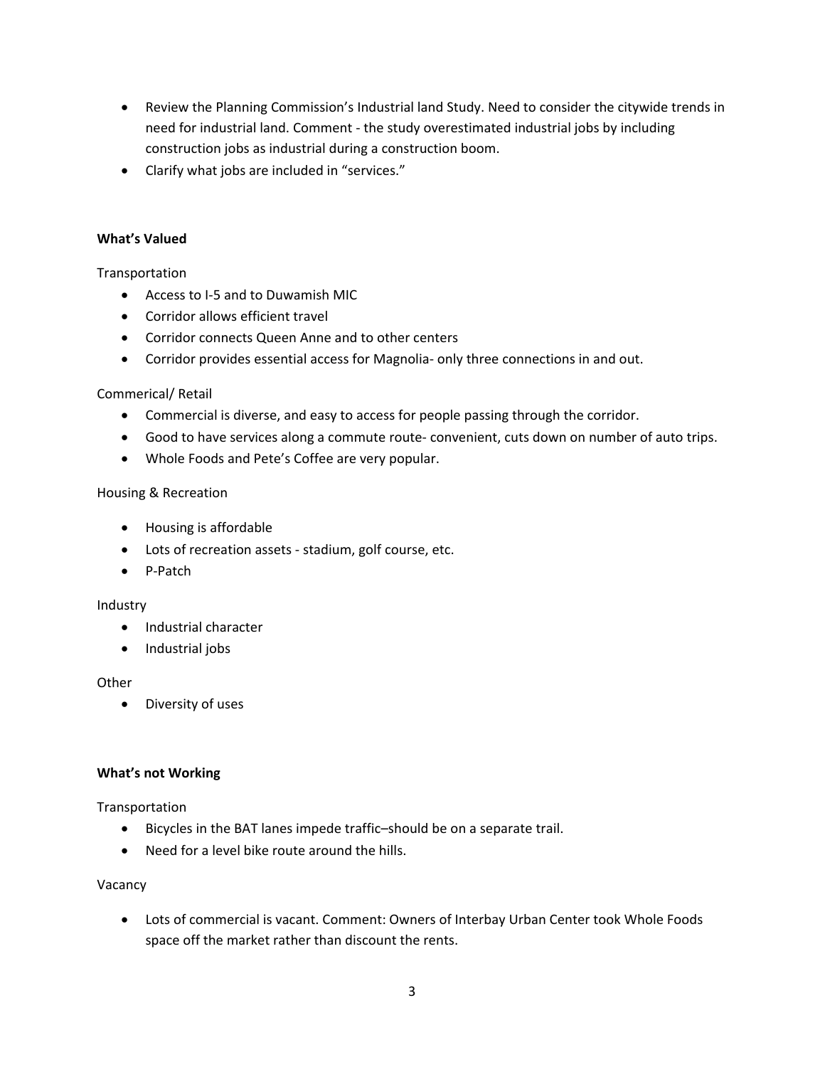- Review the Planning Commission's Industrial land Study. Need to consider the citywide trends in need for industrial land. Comment - the study overestimated industrial jobs by including construction jobs as industrial during a construction boom.
- Clarify what jobs are included in "services."

**What's Valued**

Transportation

- Access to I-5 and to Duwamish MIC
- Corridor allows efficient travel
- Corridor connects Queen Anne and to other centers
- Corridor provides essential access for Magnolia- only three connections in and out.

Commerical/ Retail

- Commercial is diverse, and easy to access for people passing through the corridor.
- Good to have services along a commute route- convenient, cuts down on number of auto trips.
- Whole Foods and Pete's Coffee are very popular.

Housing & Recreation

- Housing is affordable
- Lots of recreation assets - stadium, golf course, etc.
- P-Patch

Industry

- Industrial character
- Industrial jobs

Other

- Diversity of uses

**What's not Working**

Transportation

- Bicycles in the BAT lanes impede traffic–should be on a separate trail.
- Need for a level bike route around the hills.

Vacancy

- Lots of commercial is vacant. Comment: Owners of Interbay Urban Center took Whole Foods space off the market rather than discount the rents.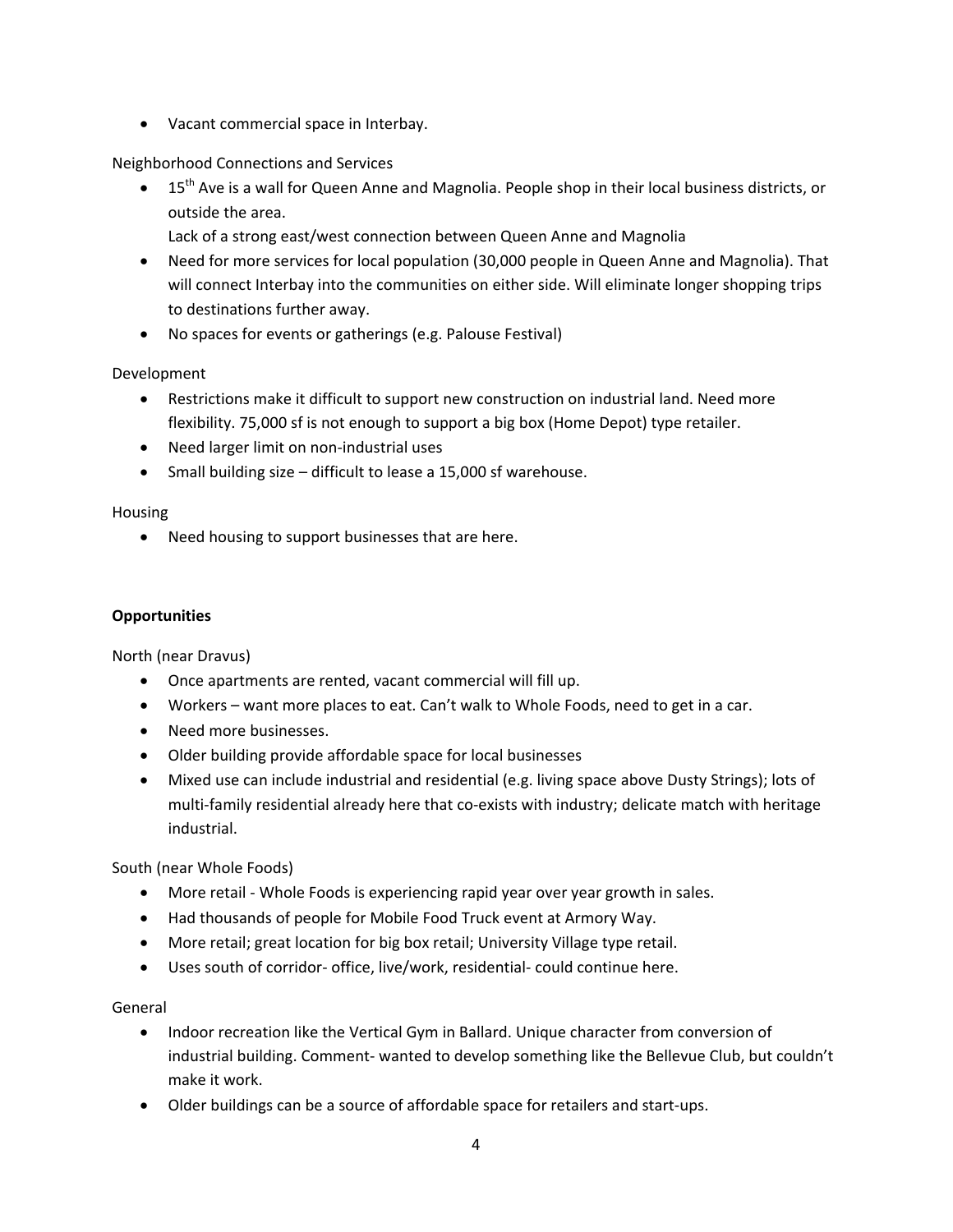- Vacant commercial space in Interbay.

Neighborhood Connections and Services

- 15th Ave is a wall for Queen Anne and Magnolia. People shop in their local business districts, or outside the area.
  Lack of a strong east/west connection between Queen Anne and Magnolia
- Need for more services for local population (30,000 people in Queen Anne and Magnolia). That will connect Interbay into the communities on either side. Will eliminate longer shopping trips to destinations further away.
- No spaces for events or gatherings (e.g. Palouse Festival)

Development

- Restrictions make it difficult to support new construction on industrial land. Need more flexibility. 75,000 sf is not enough to support a big box (Home Depot) type retailer.
- Need larger limit on non-industrial uses
- Small building size – difficult to lease a 15,000 sf warehouse.

Housing

- Need housing to support businesses that are here.

**Opportunities**

North (near Dravus)

- Once apartments are rented, vacant commercial will fill up.
- Workers – want more places to eat. Can't walk to Whole Foods, need to get in a car.
- Need more businesses.
- Older building provide affordable space for local businesses
- Mixed use can include industrial and residential (e.g. living space above Dusty Strings); lots of multi-family residential already here that co-exists with industry; delicate match with heritage industrial.

South (near Whole Foods)

- More retail - Whole Foods is experiencing rapid year over year growth in sales.
- Had thousands of people for Mobile Food Truck event at Armory Way.
- More retail; great location for big box retail; University Village type retail.
- Uses south of corridor- office, live/work, residential- could continue here.

General

- Indoor recreation like the Vertical Gym in Ballard. Unique character from conversion of industrial building. Comment- wanted to develop something like the Bellevue Club, but couldn't make it work.
- Older buildings can be a source of affordable space for retailers and start-ups.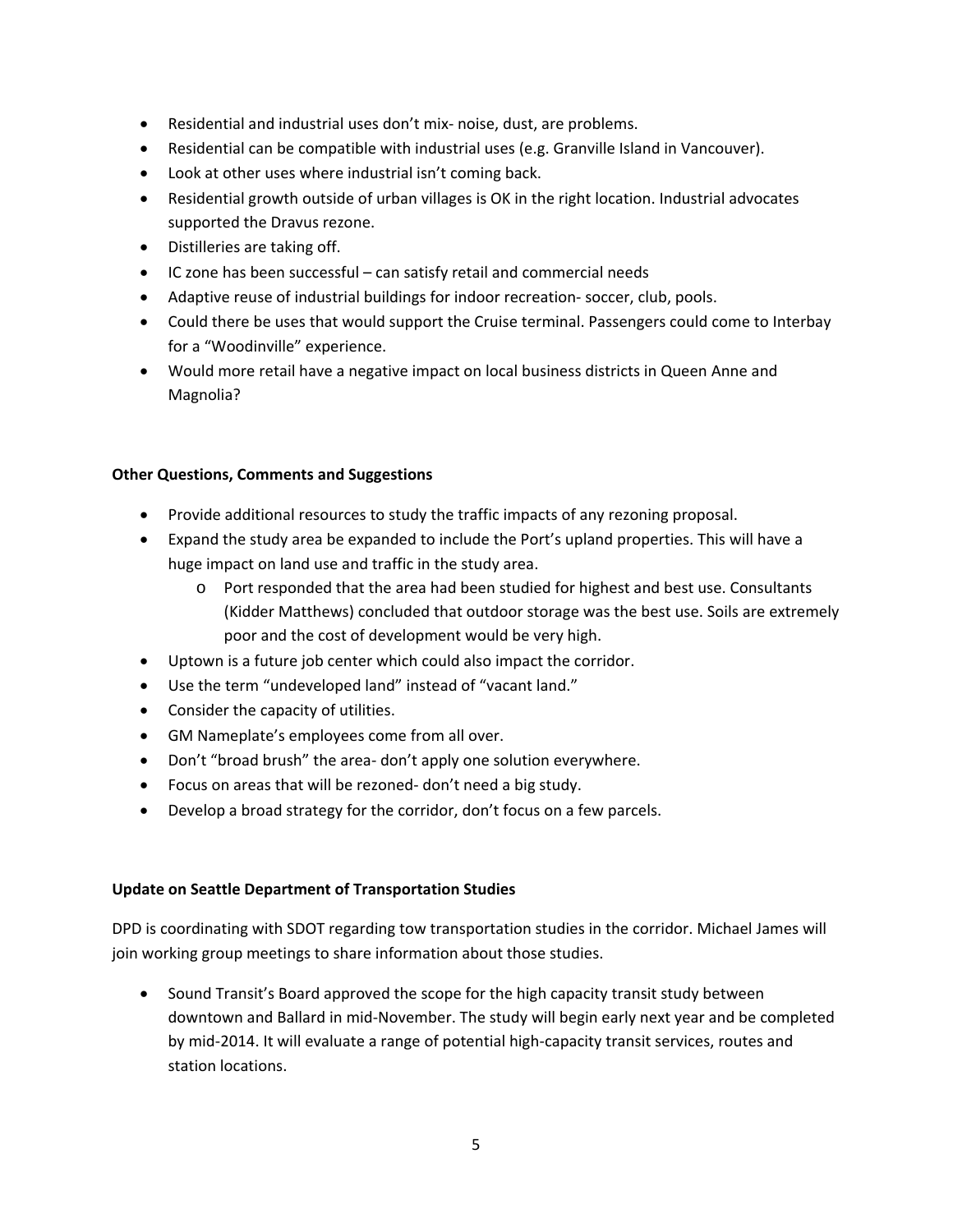- Residential and industrial uses don't mix- noise, dust, are problems.
- Residential can be compatible with industrial uses (e.g. Granville Island in Vancouver).
- Look at other uses where industrial isn't coming back.
- Residential growth outside of urban villages is OK in the right location. Industrial advocates supported the Dravus rezone.
- Distilleries are taking off.
- IC zone has been successful – can satisfy retail and commercial needs
- Adaptive reuse of industrial buildings for indoor recreation- soccer, club, pools.
- Could there be uses that would support the Cruise terminal. Passengers could come to Interbay for a "Woodinville" experience.
- Would more retail have a negative impact on local business districts in Queen Anne and Magnolia?

**Other Questions, Comments and Suggestions**

- Provide additional resources to study the traffic impacts of any rezoning proposal.
- Expand the study area be expanded to include the Port's upland properties. This will have a huge impact on land use and traffic in the study area.
    - Port responded that the area had been studied for highest and best use. Consultants (Kidder Matthews) concluded that outdoor storage was the best use. Soils are extremely poor and the cost of development would be very high.
- Uptown is a future job center which could also impact the corridor.
- Use the term "undeveloped land" instead of "vacant land."
- Consider the capacity of utilities.
- GM Nameplate's employees come from all over.
- Don't "broad brush" the area- don't apply one solution everywhere.
- Focus on areas that will be rezoned- don't need a big study.
- Develop a broad strategy for the corridor, don't focus on a few parcels.

**Update on Seattle Department of Transportation Studies**

DPD is coordinating with SDOT regarding tow transportation studies in the corridor. Michael James will join working group meetings to share information about those studies.

- Sound Transit's Board approved the scope for the high capacity transit study between downtown and Ballard in mid-November. The study will begin early next year and be completed by mid-2014. It will evaluate a range of potential high-capacity transit services, routes and station locations.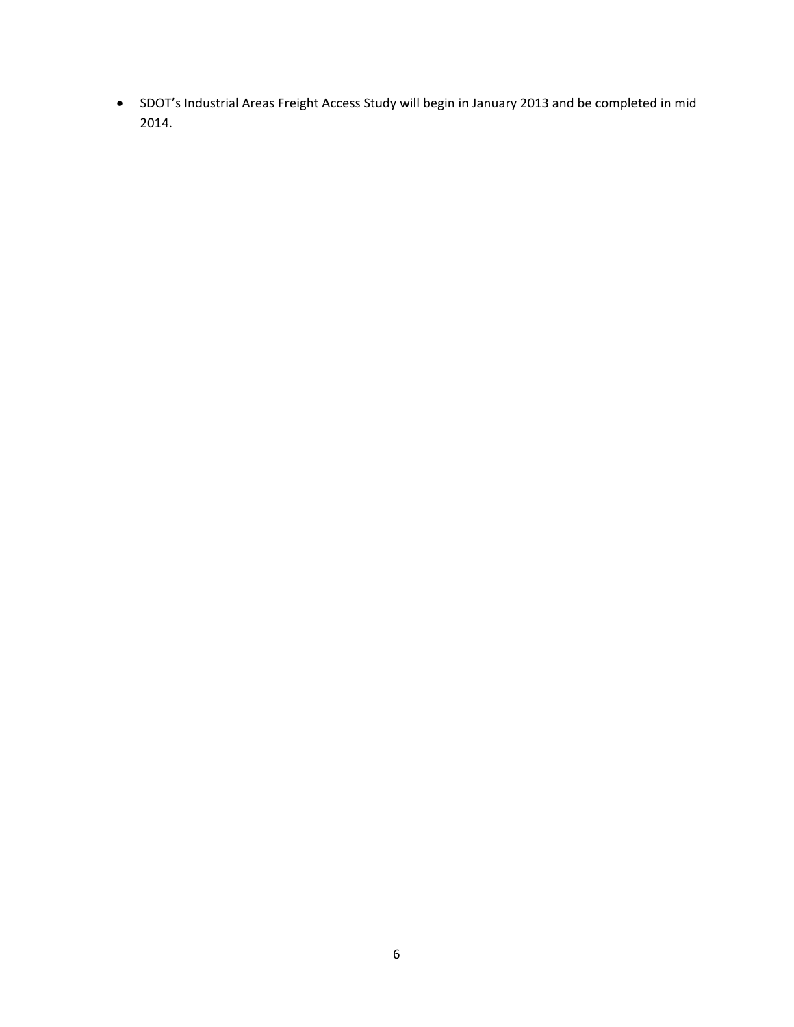- SDOT's Industrial Areas Freight Access Study will begin in January 2013 and be completed in mid 2014.